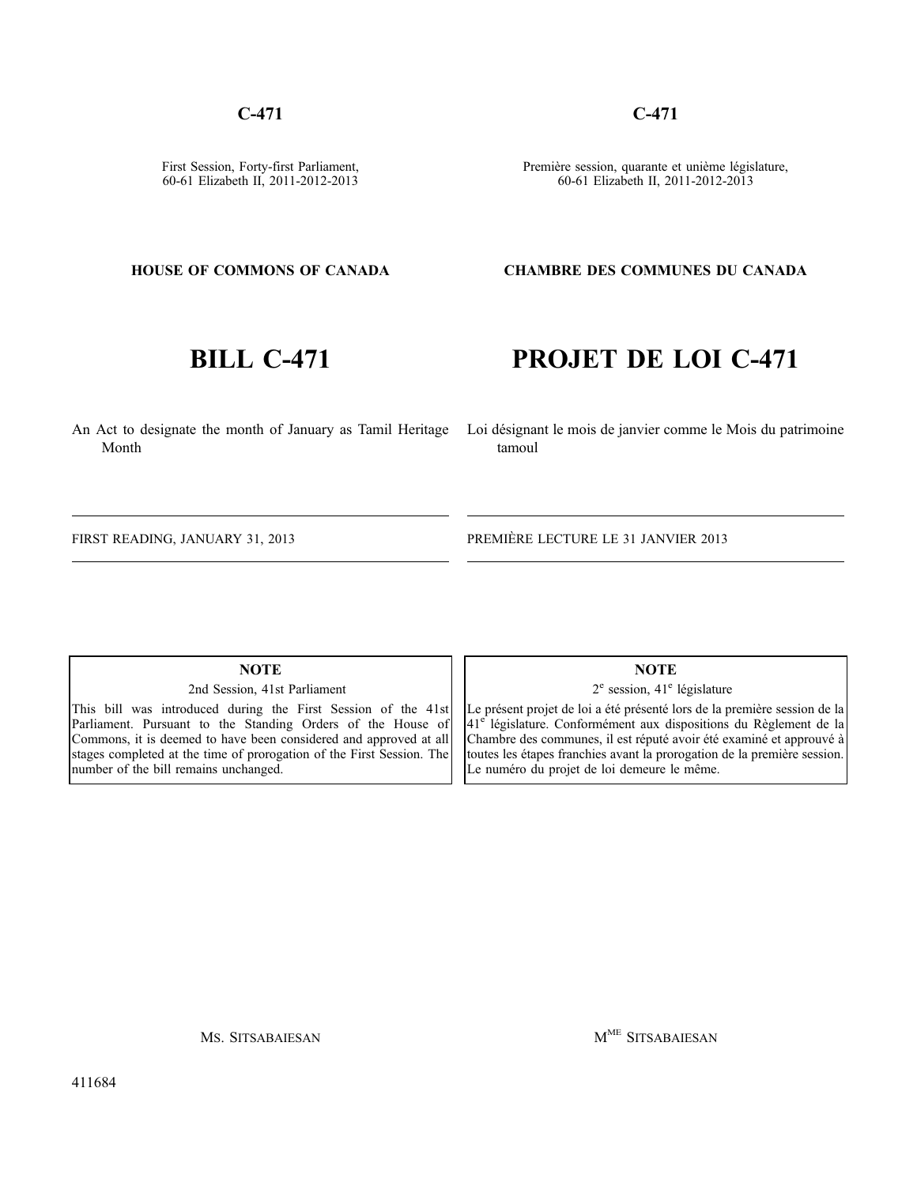**C-471**

First Session, Forty-first Parliament,
60-61 Elizabeth II, 2011-2012-2013

**HOUSE OF COMMONS OF CANADA**

# BILL C-471

An Act to designate the month of January as Tamil Heritage Month

FIRST READING, JANUARY 31, 2013

**NOTE**

2nd Session, 41st Parliament

This bill was introduced during the First Session of the 41st Parliament. Pursuant to the Standing Orders of the House of Commons, it is deemed to have been considered and approved at all stages completed at the time of prorogation of the First Session. The number of the bill remains unchanged.

MS. SITSABAIESAN

**C-471**

Première session, quarante et unième législature,
60-61 Elizabeth II, 2011-2012-2013

**CHAMBRE DES COMMUNES DU CANADA**

# PROJET DE LOI C-471

Loi désignant le mois de janvier comme le Mois du patrimoine tamoul

PREMIÈRE LECTURE LE 31 JANVIER 2013

**NOTE**

2e session, 41e législature

Le présent projet de loi a été présenté lors de la première session de la 41e législature. Conformément aux dispositions du Règlement de la Chambre des communes, il est réputé avoir été examiné et approuvé à toutes les étapes franchies avant la prorogation de la première session. Le numéro du projet de loi demeure le même.

MME SITSABAIESAN

411684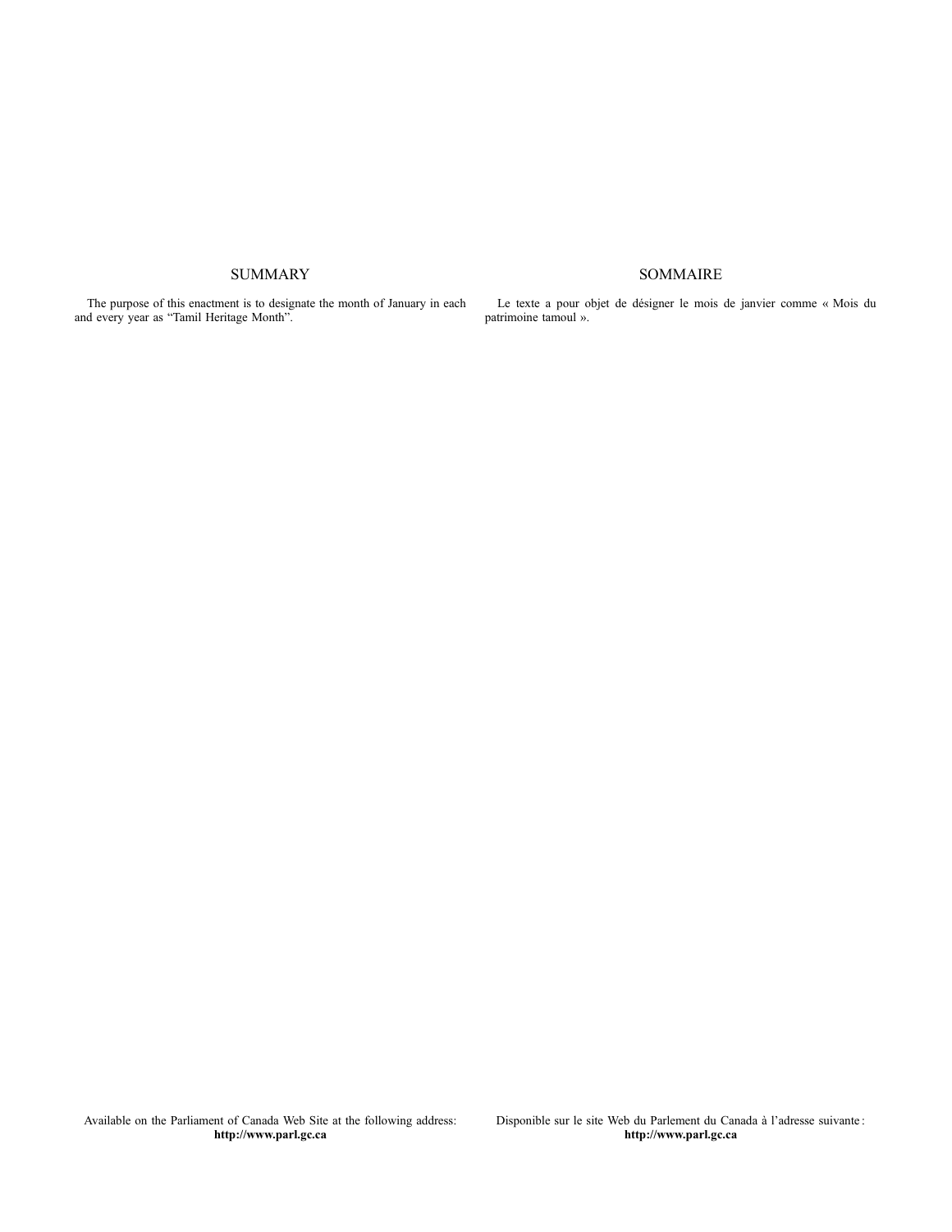## SUMMARY

The purpose of this enactment is to designate the month of January in each and every year as “Tamil Heritage Month”.

## SOMMAIRE

Le texte a pour objet de désigner le mois de janvier comme « Mois du patrimoine tamoul ».

Available on the Parliament of Canada Web Site at the following address:
**http://www.parl.gc.ca**

Disponible sur le site Web du Parlement du Canada à l’adresse suivante :
**http://www.parl.gc.ca**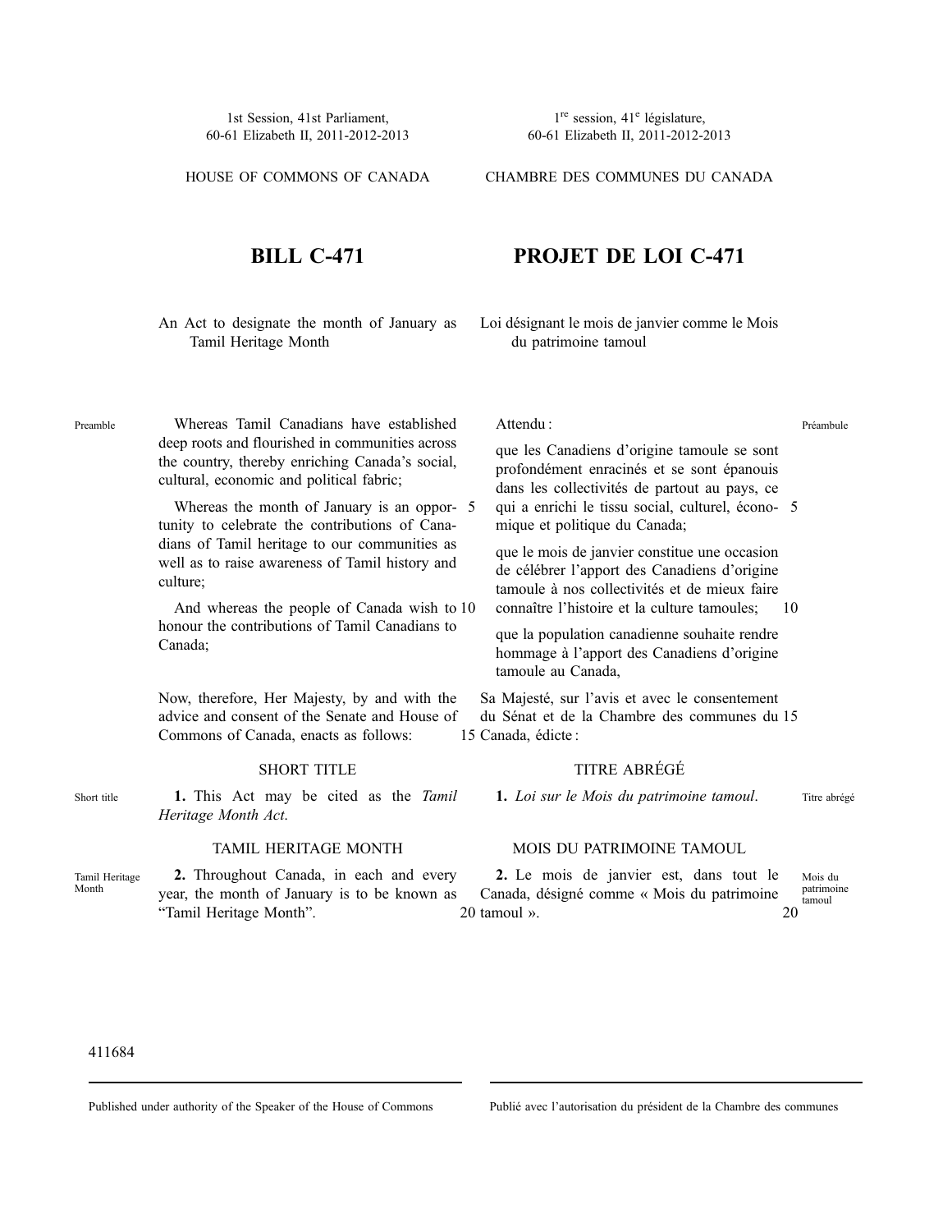1st Session, 41st Parliament,
60-61 Elizabeth II, 2011-2012-2013

1re session, 41e législature,
60-61 Elizabeth II, 2011-2012-2013

HOUSE OF COMMONS OF CANADA

CHAMBRE DES COMMUNES DU CANADA

# BILL C-471

# PROJET DE LOI C-471

An Act to designate the month of January as Tamil Heritage Month

Loi désignant le mois de janvier comme le Mois du patrimoine tamoul

Preamble

Whereas Tamil Canadians have established deep roots and flourished in communities across the country, thereby enriching Canada's social, cultural, economic and political fabric;

Whereas the month of January is an opportunity to celebrate the contributions of Canadians of Tamil heritage to our communities as well as to raise awareness of Tamil history and culture;

And whereas the people of Canada wish to honour the contributions of Tamil Canadians to Canada;

Now, therefore, Her Majesty, by and with the advice and consent of the Senate and House of Commons of Canada, enacts as follows:

## SHORT TITLE

Short title

**1.** This Act may be cited as the *Tamil Heritage Month Act*.

## TAMIL HERITAGE MONTH

Tamil Heritage Month

**2.** Throughout Canada, in each and every year, the month of January is to be known as "Tamil Heritage Month".

Préambule

Attendu :

que les Canadiens d'origine tamoule se sont profondément enracinés et se sont épanouis dans les collectivités de partout au pays, ce qui a enrichi le tissu social, culturel, économique et politique du Canada;

que le mois de janvier constitue une occasion de célébrer l'apport des Canadiens d'origine tamoule à nos collectivités et de mieux faire connaître l'histoire et la culture tamoules;

que la population canadienne souhaite rendre hommage à l'apport des Canadiens d'origine tamoule au Canada,

Sa Majesté, sur l'avis et avec le consentement du Sénat et de la Chambre des communes du Canada, édicte :

## TITRE ABRÉGÉ

Titre abrégé

**1.** *Loi sur le Mois du patrimoine tamoul*.

## MOIS DU PATRIMOINE TAMOUL

Mois du patrimoine tamoul

**2.** Le mois de janvier est, dans tout le Canada, désigné comme « Mois du patrimoine tamoul ».

411684

Published under authority of the Speaker of the House of Commons

Publié avec l'autorisation du président de la Chambre des communes